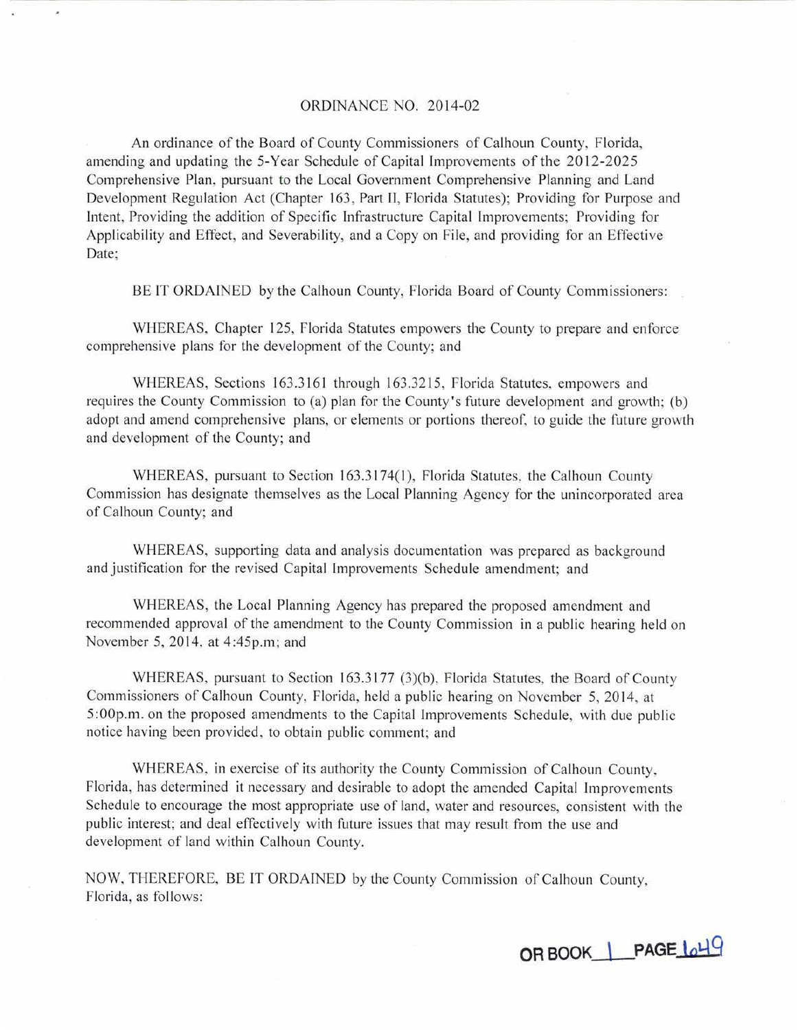# ORDINANCE NO. 2014-02

An ordinance of the Board of County Commissioners of Calhoun County, Florida, amending and updating the 5-Year Schedule of Capital Improvements of the 2012-2025 Comprehensive Plan, pursuant to the Local Government Comprehensive Planning and Land Development Regulation Act (Chapter 163, Part II, Florida Statutes); Providing for Purpose and Intent, Providing the addition of Specific Infrastructure Capital Improvements; Providing for Applicability and Effect, and Severability, and a Copy on File, and providing for an Effective Date;

BE IT ORDAINED by the Calhoun County, Florida Board of County Commissioners:

WHEREAS, Chapter 125, Florida Statutes empowers the County to prepare and enforce comprehensive plans for the development of the County; and

WHEREAS, Sections 163.3161 through 163.3215, Florida Statutes, empowers and requires the County Commission to (a) plan for the County's future development and growth; (b) adopt and amend comprehensive plans, or elements or portions thereof, to guide the future growth and development of the County; and

WHEREAS, pursuant to Section 163.3174(1), Florida Statutes, the Calhoun County Commission has designate themselves as the Local Planning Agency for the unincorporated area of Calhoun County; and

WHEREAS, supporting data and analysis documentation was prepared as background and justification for the revised Capital Improvements Schedule amendment; and

WHEREAS, the Local Planning Agency has prepared the proposed amendment and recommended approval of the amendment to the County Commission in a public hearing held on November 5, 2014, at 4:45p.m; and

WHEREAS, pursuant to Section 163.3177 (3)(b), Florida Statutes, the Board of County Commissioners of Calhoun County, Florida, held a public hearing on November 5, 2014, at 5:00p.m. on the proposed amendments to the Capital Improvements Schedule, with due public notice having been provided, to obtain public comment; and

WHEREAS, in exercise of its authority the County Commission of Calhoun County, Florida, has determined it necessary and desirable to adopt the amended Capital Improvements Schedule to encourage the most appropriate use of land, water and resources, consistent with the public interest; and deal effectively with future issues that may result from the use and development of land within Calhoun County.

NOW, THEREFORE, BE IT ORDAINED by the County Commission of Calhoun County, Florida, as follows:

OR BOOK 1 PAGE 649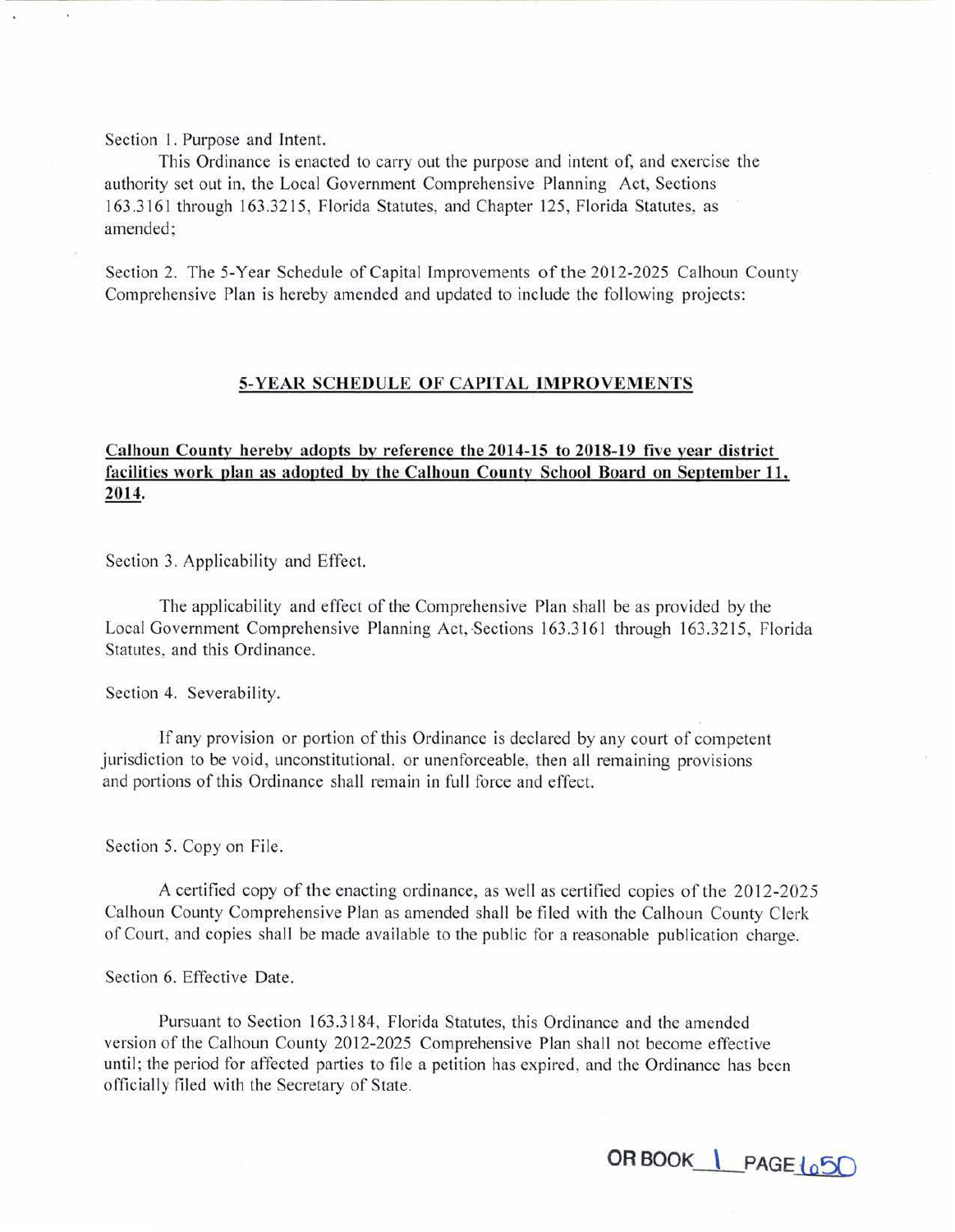Section 1. Purpose and Intent.

This Ordinance is enacted to carry out the purpose and intent of, and exercise the authority set out in, the Local Government Comprehensive Planning Act, Sections 163.3161 through 163.3215, Florida Statutes, and Chapter 125, Florida Statutes, as amended;

Section 2. The 5-Year Schedule of Capital Improvements of the 2012-2025 Calhoun County Comprehensive Plan is hereby amended and updated to include the following projects:

**5-YEAR SCHEDULE OF CAPITAL IMPROVEMENTS**

**Calhoun County hereby adopts by reference the 2014-15 to 2018-19 five year district facilities work plan as adopted by the Calhoun County School Board on September 11, 2014.**

Section 3. Applicability and Effect.

The applicability and effect of the Comprehensive Plan shall be as provided by the Local Government Comprehensive Planning Act, Sections 163.3161 through 163.3215, Florida Statutes, and this Ordinance.

Section 4. Severability.

If any provision or portion of this Ordinance is declared by any court of competent jurisdiction to be void, unconstitutional, or unenforceable, then all remaining provisions and portions of this Ordinance shall remain in full force and effect.

Section 5. Copy on File.

A certified copy of the enacting ordinance, as well as certified copies of the 2012-2025 Calhoun County Comprehensive Plan as amended shall be filed with the Calhoun County Clerk of Court, and copies shall be made available to the public for a reasonable publication charge.

Section 6. Effective Date.

Pursuant to Section 163.3184, Florida Statutes, this Ordinance and the amended version of the Calhoun County 2012-2025 Comprehensive Plan shall not become effective until; the period for affected parties to file a petition has expired, and the Ordinance has been officially filed with the Secretary of State.

OR BOOK 1 PAGE 650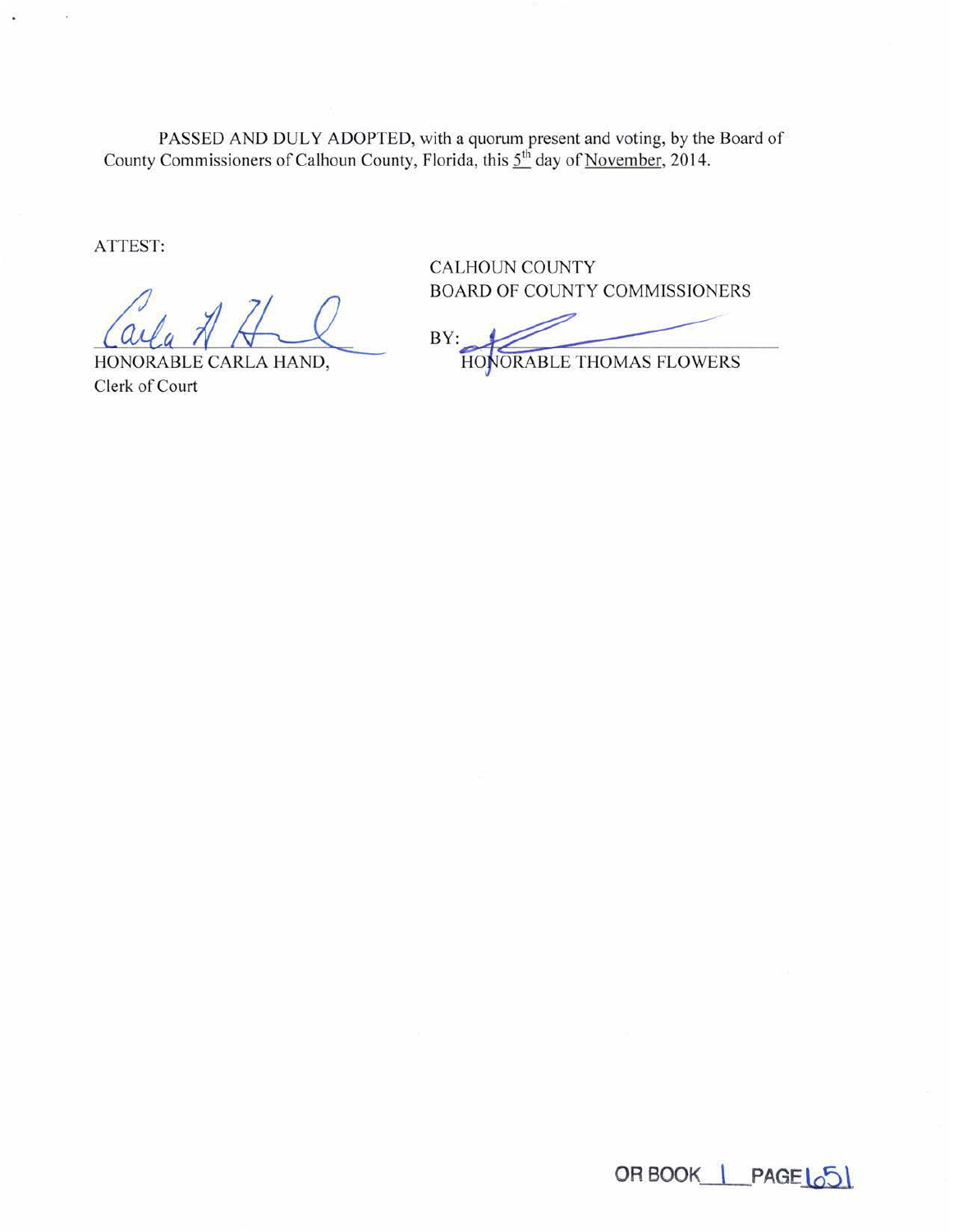PASSED AND DULY ADOPTED, with a quorum present and voting, by the Board of County Commissioners of Calhoun County, Florida, this 5th day of November, 2014.

ATTEST:

HONORABLE CARLA HAND,
Clerk of Court

CALHOUN COUNTY
BOARD OF COUNTY COMMISSIONERS

BY: ______________________
HONORABLE THOMAS FLOWERS

OR BOOK 1 PAGE 651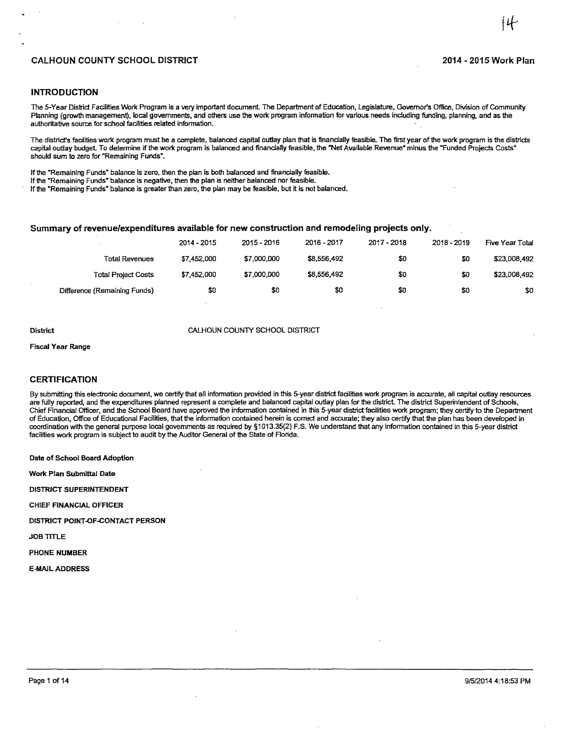**CALHOUN COUNTY SCHOOL DISTRICT** **2014 - 2015 Work Plan**

## INTRODUCTION

The 5-Year District Facilities Work Program is a very important document. The Department of Education, Legislature, Governor's Office, Division of Community Planning (growth management), local governments, and others use the work program information for various needs including funding, planning, and as the authoritative source for school facilities related information.

The district's facilities work program must be a complete, balanced capital outlay plan that is financially feasible. The first year of the work program is the districts capital outlay budget. To determine if the work program is balanced and financially feasible, the "Net Available Revenue" minus the "Funded Projects Costs" should sum to zero for "Remaining Funds".

If the "Remaining Funds" balance is zero, then the plan is both balanced and financially feasible.
If the "Remaining Funds" balance is negative, then the plan is neither balanced nor feasible.
If the "Remaining Funds" balance is greater than zero, the plan may be feasible, but it is not balanced.

### Summary of revenue/expenditures available for new construction and remodeling projects only.

| | 2014 - 2015 | 2015 - 2016 | 2016 - 2017 | 2017 - 2018 | 2018 - 2019 | Five Year Total |
|---|---|---|---|---|---|---|
| Total Revenues | $7,452,000 | $7,000,000 | $8,556,492 | $0 | $0 | $23,008,492 |
| Total Project Costs | $7,452,000 | $7,000,000 | $8,556,492 | $0 | $0 | $23,008,492 |
| Difference (Remaining Funds) | $0 | $0 | $0 | $0 | $0 | $0 |

**District** CALHOUN COUNTY SCHOOL DISTRICT

**Fiscal Year Range**

## CERTIFICATION

By submitting this electronic document, we certify that all information provided in this 5-year district facilities work program is accurate, all capital outlay resources are fully reported, and the expenditures planned represent a complete and balanced capital outlay plan for the district. The district Superintendent of Schools, Chief Financial Officer, and the School Board have approved the information contained in this 5-year district facilities work program; they certify to the Department of Education, Office of Educational Facilities, that the information contained herein is correct and accurate; they also certify that the plan has been developed in coordination with the general purpose local governments as required by §1013.35(2) F.S. We understand that any information contained in this 5-year district facilities work program is subject to audit by the Auditor General of the State of Florida.

**Date of School Board Adoption**

**Work Plan Submittal Date**

**DISTRICT SUPERINTENDENT**

**CHIEF FINANCIAL OFFICER**

**DISTRICT POINT-OF-CONTACT PERSON**

**JOB TITLE**

**PHONE NUMBER**

**E-MAIL ADDRESS**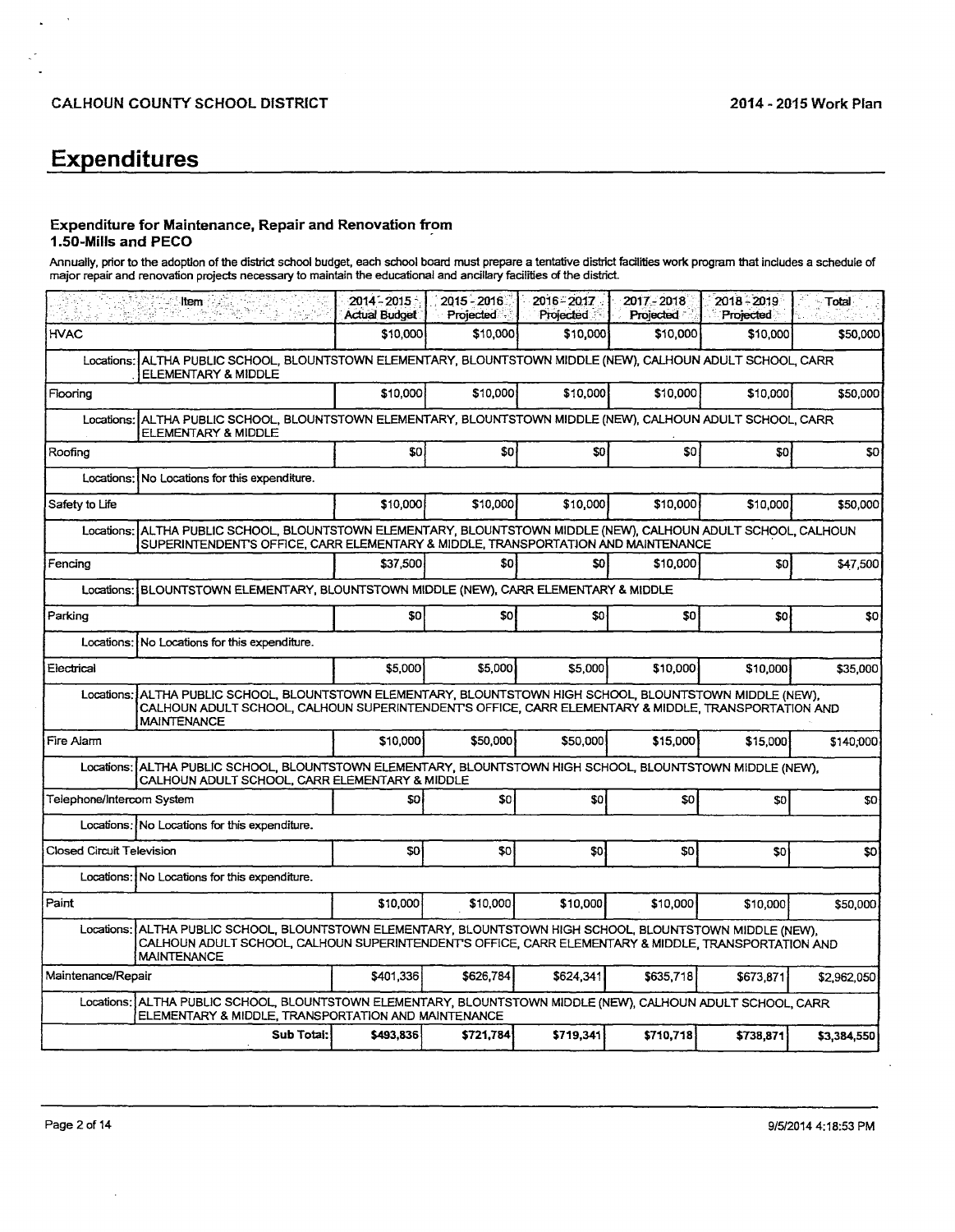# Expenditures

### Expenditure for Maintenance, Repair and Renovation from 1.50-Mills and PECO

Annually, prior to the adoption of the district school budget, each school board must prepare a tentative district facilities work program that includes a schedule of major repair and renovation projects necessary to maintain the educational and ancillary facilities of the district.

| Item | 2014 - 2015 Actual Budget | 2015 - 2016 Projected | 2016 - 2017 Projected | 2017 - 2018 Projected | 2018 - 2019 Projected | Total |
|---|---|---|---|---|---|---|
| HVAC | $10,000 | $10,000 | $10,000 | $10,000 | $10,000 | $50,000 |
| Locations: ALTHA PUBLIC SCHOOL, BLOUNTSTOWN ELEMENTARY, BLOUNTSTOWN MIDDLE (NEW), CALHOUN ADULT SCHOOL, CARR ELEMENTARY & MIDDLE | | | | | | |
| Flooring | $10,000 | $10,000 | $10,000 | $10,000 | $10,000 | $50,000 |
| Locations: ALTHA PUBLIC SCHOOL, BLOUNTSTOWN ELEMENTARY, BLOUNTSTOWN MIDDLE (NEW), CALHOUN ADULT SCHOOL, CARR ELEMENTARY & MIDDLE | | | | | | |
| Roofing | $0 | $0 | $0 | $0 | $0 | $0 |
| Locations: No Locations for this expenditure. | | | | | | |
| Safety to Life | $10,000 | $10,000 | $10,000 | $10,000 | $10,000 | $50,000 |
| Locations: ALTHA PUBLIC SCHOOL, BLOUNTSTOWN ELEMENTARY, BLOUNTSTOWN MIDDLE (NEW), CALHOUN ADULT SCHOOL, CALHOUN SUPERINTENDENT'S OFFICE, CARR ELEMENTARY & MIDDLE, TRANSPORTATION AND MAINTENANCE | | | | | | |
| Fencing | $37,500 | $0 | $0 | $10,000 | $0 | $47,500 |
| Locations: BLOUNTSTOWN ELEMENTARY, BLOUNTSTOWN MIDDLE (NEW), CARR ELEMENTARY & MIDDLE | | | | | | |
| Parking | $0 | $0 | $0 | $0 | $0 | $0 |
| Locations: No Locations for this expenditure. | | | | | | |
| Electrical | $5,000 | $5,000 | $5,000 | $10,000 | $10,000 | $35,000 |
| Locations: ALTHA PUBLIC SCHOOL, BLOUNTSTOWN ELEMENTARY, BLOUNTSTOWN HIGH SCHOOL, BLOUNTSTOWN MIDDLE (NEW), CALHOUN ADULT SCHOOL, CALHOUN SUPERINTENDENT'S OFFICE, CARR ELEMENTARY & MIDDLE, TRANSPORTATION AND MAINTENANCE | | | | | | |
| Fire Alarm | $10,000 | $50,000 | $50,000 | $15,000 | $15,000 | $140,000 |
| Locations: ALTHA PUBLIC SCHOOL, BLOUNTSTOWN ELEMENTARY, BLOUNTSTOWN HIGH SCHOOL, BLOUNTSTOWN MIDDLE (NEW), CALHOUN ADULT SCHOOL, CARR ELEMENTARY & MIDDLE | | | | | | |
| Telephone/Intercom System | $0 | $0 | $0 | $0 | $0 | $0 |
| Locations: No Locations for this expenditure. | | | | | | |
| Closed Circuit Television | $0 | $0 | $0 | $0 | $0 | $0 |
| Locations: No Locations for this expenditure. | | | | | | |
| Paint | $10,000 | $10,000 | $10,000 | $10,000 | $10,000 | $50,000 |
| Locations: ALTHA PUBLIC SCHOOL, BLOUNTSTOWN ELEMENTARY, BLOUNTSTOWN HIGH SCHOOL, BLOUNTSTOWN MIDDLE (NEW), CALHOUN ADULT SCHOOL, CALHOUN SUPERINTENDENT'S OFFICE, CARR ELEMENTARY & MIDDLE, TRANSPORTATION AND MAINTENANCE | | | | | | |
| Maintenance/Repair | $401,336 | $626,784 | $624,341 | $635,718 | $673,871 | $2,962,050 |
| Locations: ALTHA PUBLIC SCHOOL, BLOUNTSTOWN ELEMENTARY, BLOUNTSTOWN MIDDLE (NEW), CALHOUN ADULT SCHOOL, CARR ELEMENTARY & MIDDLE, TRANSPORTATION AND MAINTENANCE | | | | | | |
| Sub Total: | $493,836 | $721,784 | $719,341 | $710,718 | $738,871 | $3,384,550 |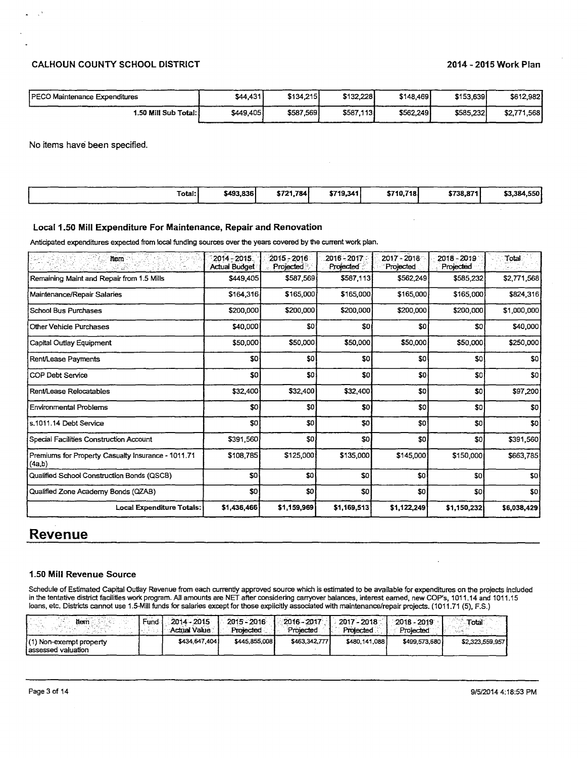| PECO Maintenance Expenditures | $44,431 | $134,215 | $132,228 | $148,469 | $153,639 | $612,982 |
|---|---|---|---|---|---|---|
| **1.50 Mill Sub Total:** | $449,405 | $587,569 | $587,113 | $562,249 | $585,232 | $2,771,568 |

No items have been specified.

| Total: | $493,836 | $721,784 | $719,341 | $710,718 | $738,871 | $3,384,550 |
|---|---|---|---|---|---|---|

### Local 1.50 Mill Expenditure For Maintenance, Repair and Renovation

Anticipated expenditures expected from local funding sources over the years covered by the current work plan.

| Item | 2014 - 2015 Actual Budget | 2015 - 2016 Projected | 2016 - 2017 Projected | 2017 - 2018 Projected | 2018 - 2019 Projected | Total |
|---|---|---|---|---|---|---|
| Remaining Maint and Repair from 1.5 Mills | $449,405 | $587,569 | $587,113 | $562,249 | $585,232 | $2,771,568 |
| Maintenance/Repair Salaries | $164,316 | $165,000 | $165,000 | $165,000 | $165,000 | $824,316 |
| School Bus Purchases | $200,000 | $200,000 | $200,000 | $200,000 | $200,000 | $1,000,000 |
| Other Vehicle Purchases | $40,000 | $0 | $0 | $0 | $0 | $40,000 |
| Capital Outlay Equipment | $50,000 | $50,000 | $50,000 | $50,000 | $50,000 | $250,000 |
| Rent/Lease Payments | $0 | $0 | $0 | $0 | $0 | $0 |
| COP Debt Service | $0 | $0 | $0 | $0 | $0 | $0 |
| Rent/Lease Relocatables | $32,400 | $32,400 | $32,400 | $0 | $0 | $97,200 |
| Environmental Problems | $0 | $0 | $0 | $0 | $0 | $0 |
| s.1011.14 Debt Service | $0 | $0 | $0 | $0 | $0 | $0 |
| Special Facilities Construction Account | $391,560 | $0 | $0 | $0 | $0 | $391,560 |
| Premiums for Property Casualty Insurance - 1011.71 (4a,b) | $108,785 | $125,000 | $135,000 | $145,000 | $150,000 | $663,785 |
| Qualified School Construction Bonds (QSCB) | $0 | $0 | $0 | $0 | $0 | $0 |
| Qualified Zone Academy Bonds (QZAB) | $0 | $0 | $0 | $0 | $0 | $0 |
| **Local Expenditure Totals:** | **$1,436,466** | **$1,159,969** | **$1,169,513** | **$1,122,249** | **$1,150,232** | **$6,038,429** |

# Revenue

### 1.50 Mill Revenue Source

Schedule of Estimated Capital Outlay Revenue from each currently approved source which is estimated to be available for expenditures on the projects included in the tentative district facilities work program. All amounts are NET after considering carryover balances, interest earned, new COP's, 1011.14 and 1011.15 loans, etc. Districts cannot use 1.5-Mill funds for salaries except for those explicitly associated with maintenance/repair projects. (1011.71 (5), F.S.)

| Item | Fund | 2014 - 2015 Actual Value | 2015 - 2016 Projected | 2016 - 2017 Projected | 2017 - 2018 Projected | 2018 - 2019 Projected | Total |
|---|---|---|---|---|---|---|---|
| (1) Non-exempt property assessed valuation | | $434,647,404 | $445,855,008 | $463,342,777 | $480,141,088 | $499,573,680 | $2,323,559,957 |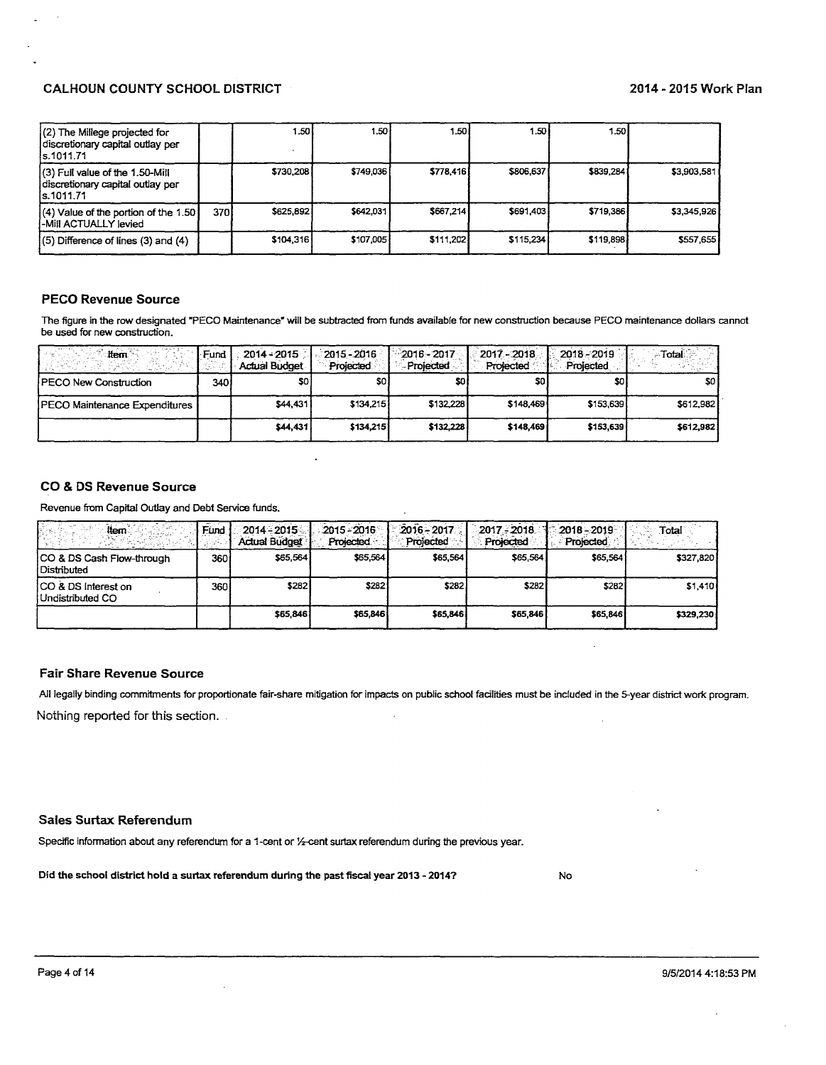| | | | | | | | |
|---|---|---|---|---|---|---|---|
| (2) The Millege projected for discretionary capital outlay per s.1011.71 | | 1.50 | 1.50 | 1.50 | 1.50 | 1.50 | |
| (3) Full value of the 1.50-Mill discretionary capital outlay per s.1011.71 | | $730,208 | $749,036 | $778,416 | $806,637 | $839,284 | $3,903,581 |
| (4) Value of the portion of the 1.50 -Mill ACTUALLY levied | 370 | $625,892 | $642,031 | $667,214 | $691,403 | $719,386 | $3,345,926 |
| (5) Difference of lines (3) and (4) | | $104,316 | $107,005 | $111,202 | $115,234 | $119,898 | $557,655 |

### PECO Revenue Source

The figure in the row designated "PECO Maintenance" will be subtracted from funds available for new construction because PECO maintenance dollars cannot be used for new construction.

| Item | Fund | 2014 - 2015 Actual Budget | 2015 - 2016 Projected | 2016 - 2017 Projected | 2017 - 2018 Projected | 2018 - 2019 Projected | Total |
|---|---|---|---|---|---|---|---|
| PECO New Construction | 340 | $0 | $0 | $0 | $0 | $0 | $0 |
| PECO Maintenance Expenditures | | $44,431 | $134,215 | $132,228 | $148,469 | $153,639 | $612,982 |
| | | $44,431 | $134,215 | $132,228 | $148,469 | $153,639 | $612,982 |

### CO & DS Revenue Source

Revenue from Capital Outlay and Debt Service funds.

| Item | Fund | 2014 - 2015 Actual Budget | 2015 - 2016 Projected | 2016 - 2017 Projected | 2017 - 2018 Projected | 2018 - 2019 Projected | Total |
|---|---|---|---|---|---|---|---|
| CO & DS Cash Flow-through Distributed | 360 | $65,564 | $65,564 | $65,564 | $65,564 | $65,564 | $327,820 |
| CO & DS Interest on Undistributed CO | 360 | $282 | $282 | $282 | $282 | $282 | $1,410 |
| | | $65,846 | $65,846 | $65,846 | $65,846 | $65,846 | $329,230 |

### Fair Share Revenue Source

All legally binding commitments for proportionate fair-share mitigation for impacts on public school facilities must be included in the 5-year district work program.

Nothing reported for this section.

### Sales Surtax Referendum

Specific information about any referendum for a 1-cent or ½-cent surtax referendum during the previous year.

**Did the school district hold a surtax referendum during the past fiscal year 2013 - 2014?** No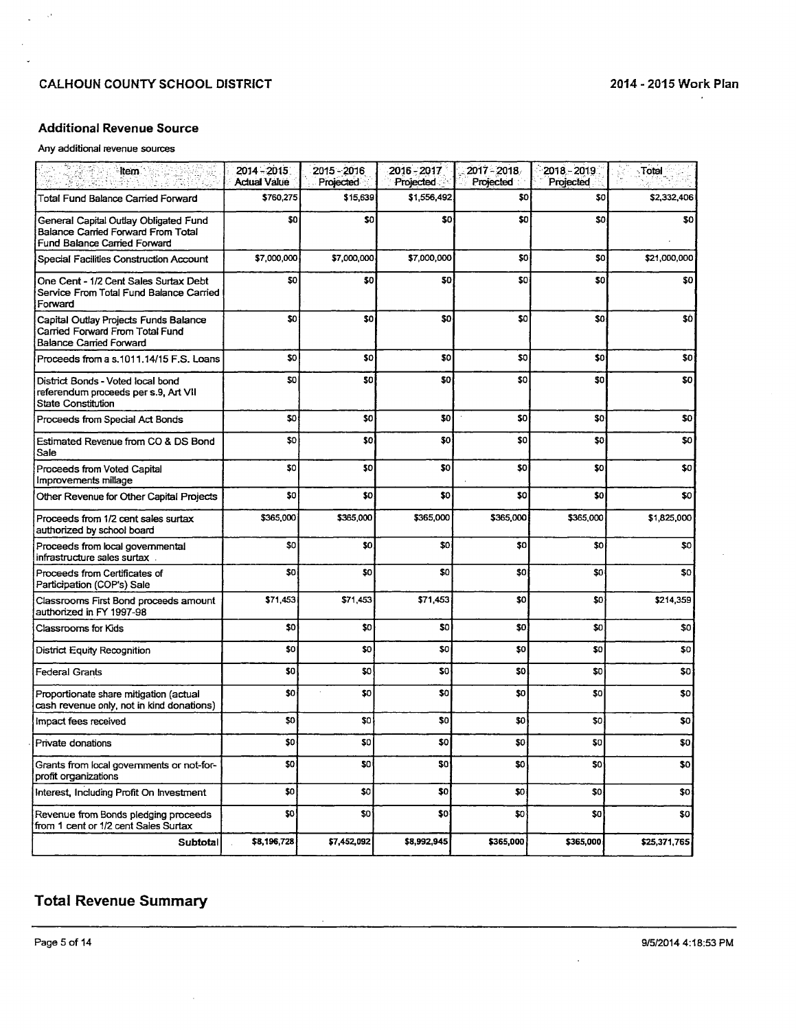### Additional Revenue Source

Any additional revenue sources

| Item | 2014 - 2015 Actual Value | 2015 - 2016 Projected | 2016 - 2017 Projected | 2017 - 2018 Projected | 2018 - 2019 Projected | Total |
|---|---|---|---|---|---|---|
| Total Fund Balance Carried Forward | $760,275 | $15,639 | $1,556,492 | $0 | $0 | $2,332,406 |
| General Capital Outlay Obligated Fund Balance Carried Forward From Total Fund Balance Carried Forward | $0 | $0 | $0 | $0 | $0 | $0 |
| Special Facilities Construction Account | $7,000,000 | $7,000,000 | $7,000,000 | $0 | $0 | $21,000,000 |
| One Cent - 1/2 Cent Sales Surtax Debt Service From Total Fund Balance Carried Forward | $0 | $0 | $0 | $0 | $0 | $0 |
| Capital Outlay Projects Funds Balance Carried Forward From Total Fund Balance Carried Forward | $0 | $0 | $0 | $0 | $0 | $0 |
| Proceeds from a s.1011.14/15 F.S. Loans | $0 | $0 | $0 | $0 | $0 | $0 |
| District Bonds - Voted local bond referendum proceeds per s.9, Art VII State Constitution | $0 | $0 | $0 | $0 | $0 | $0 |
| Proceeds from Special Act Bonds | $0 | $0 | $0 | $0 | $0 | $0 |
| Estimated Revenue from CO & DS Bond Sale | $0 | $0 | $0 | $0 | $0 | $0 |
| Proceeds from Voted Capital Improvements millage | $0 | $0 | $0 | $0 | $0 | $0 |
| Other Revenue for Other Capital Projects | $0 | $0 | $0 | $0 | $0 | $0 |
| Proceeds from 1/2 cent sales surtax authorized by school board | $365,000 | $365,000 | $365,000 | $365,000 | $365,000 | $1,825,000 |
| Proceeds from local governmental infrastructure sales surtax | $0 | $0 | $0 | $0 | $0 | $0 |
| Proceeds from Certificates of Participation (COP's) Sale | $0 | $0 | $0 | $0 | $0 | $0 |
| Classrooms First Bond proceeds amount authorized in FY 1997-98 | $71,453 | $71,453 | $71,453 | $0 | $0 | $214,359 |
| Classrooms for Kids | $0 | $0 | $0 | $0 | $0 | $0 |
| District Equity Recognition | $0 | $0 | $0 | $0 | $0 | $0 |
| Federal Grants | $0 | $0 | $0 | $0 | $0 | $0 |
| Proportionate share mitigation (actual cash revenue only, not in kind donations) | $0 | $0 | $0 | $0 | $0 | $0 |
| Impact fees received | $0 | $0 | $0 | $0 | $0 | $0 |
| Private donations | $0 | $0 | $0 | $0 | $0 | $0 |
| Grants from local governments or not-for-profit organizations | $0 | $0 | $0 | $0 | $0 | $0 |
| Interest, Including Profit On Investment | $0 | $0 | $0 | $0 | $0 | $0 |
| Revenue from Bonds pledging proceeds from 1 cent or 1/2 cent Sales Surtax | $0 | $0 | $0 | $0 | $0 | $0 |
| **Subtotal** | $8,196,728 | $7,452,092 | $8,992,945 | $365,000 | $365,000 | $25,371,765 |

## Total Revenue Summary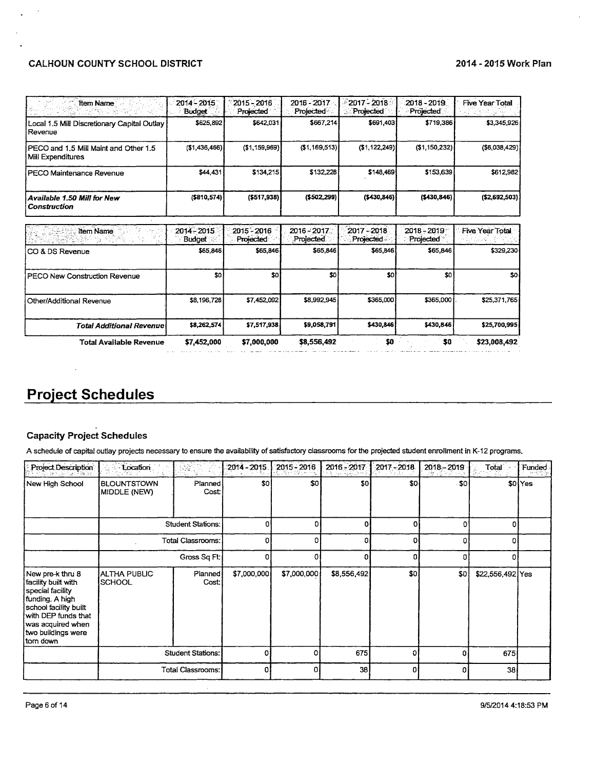| Item Name | 2014 - 2015 Budget | 2015 - 2016 Projected | 2016 - 2017 Projected | 2017 - 2018 Projected | 2018 - 2019 Projected | Five Year Total |
|---|---|---|---|---|---|---|
| Local 1.5 Mill Discretionary Capital Outlay Revenue | $625,892 | $642,031 | $667,214 | $691,403 | $719,386 | $3,345,926 |
| PECO and 1.5 Mill Maint and Other 1.5 Mill Expenditures | ($1,436,466) | ($1,159,969) | ($1,169,513) | ($1,122,249) | ($1,150,232) | ($6,038,429) |
| PECO Maintenance Revenue | $44,431 | $134,215 | $132,228 | $148,469 | $153,639 | $612,982 |
| ***Available 1.50 Mill for New Construction*** | **($810,574)** | **($517,938)** | **($502,299)** | **($430,846)** | **($430,846)** | **($2,692,503)** |

| Item Name | 2014 - 2015 Budget | 2015 - 2016 Projected | 2016 - 2017 Projected | 2017 - 2018 Projected | 2018 - 2019 Projected | Five Year Total |
|---|---|---|---|---|---|---|
| CO & DS Revenue | $65,846 | $65,846 | $65,846 | $65,846 | $65,846 | $329,230 |
| PECO New Construction Revenue | $0 | $0 | $0 | $0 | $0 | $0 |
| Other/Additional Revenue | $8,196,728 | $7,452,092 | $8,992,945 | $365,000 | $365,000 | $25,371,765 |
| ***Total Additional Revenue*** | **$8,262,574** | **$7,517,938** | **$9,058,791** | **$430,846** | **$430,846** | **$25,700,995** |
| **Total Available Revenue** | **$7,452,000** | **$7,000,000** | **$8,556,492** | **$0** | **$0** | **$23,008,492** |

# Project Schedules

### Capacity Project Schedules

A schedule of capital outlay projects necessary to ensure the availability of satisfactory classrooms for the projected student enrollment in K-12 programs.

| Project Description | Location | | 2014 - 2015 | 2015 - 2016 | 2016 - 2017 | 2017 - 2018 | 2018 - 2019 | Total | Funded |
|---|---|---|---|---|---|---|---|---|---|
| New High School | BLOUNTSTOWN MIDDLE (NEW) | Planned Cost: | $0 | $0 | $0 | $0 | $0 | $0 | Yes |
| | | Student Stations: | 0 | 0 | 0 | 0 | 0 | 0 | |
| | | Total Classrooms: | 0 | 0 | 0 | 0 | 0 | 0 | |
| | | Gross Sq Ft: | 0 | 0 | 0 | 0 | 0 | 0 | |
| New pre-k thru 8 facility built with special facility funding. A high school facility built with DEP funds that was acquired when two buildings were torn down | ALTHA PUBLIC SCHOOL | Planned Cost: | $7,000,000 | $7,000,000 | $8,556,492 | $0 | $0 | $22,556,492 | Yes |
| | | Student Stations: | 0 | 0 | 675 | 0 | 0 | 675 | |
| | | Total Classrooms: | 0 | 0 | 38 | 0 | 0 | 38 | |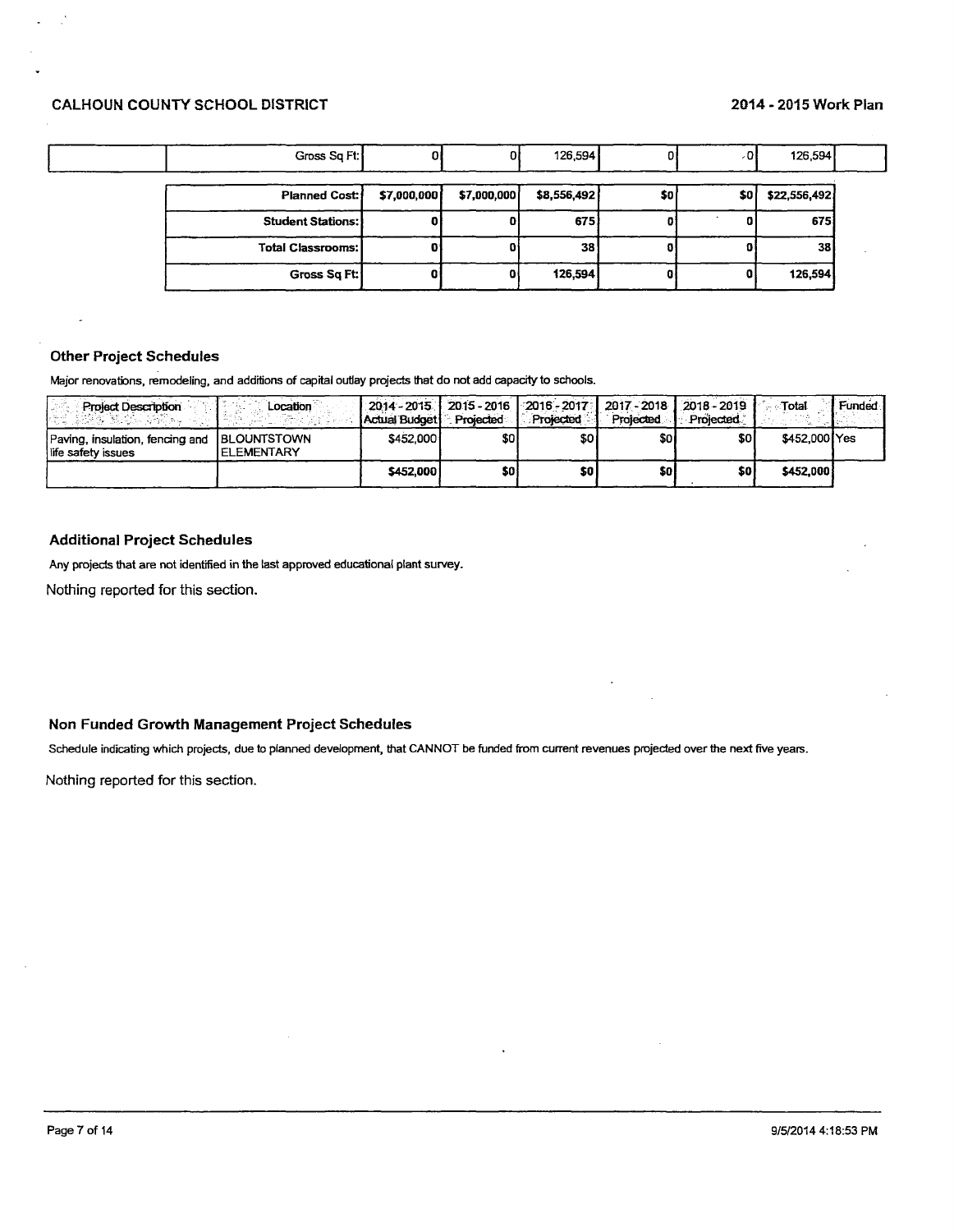| | Gross Sq Ft: | 0 | 0 | 126,594 | 0 | 0 | 126,594 | |
|---|---|---|---|---|---|---|---|---|

| | | | | | | |
|---|---|---|---|---|---|---|
| **Planned Cost:** | **$7,000,000** | **$7,000,000** | **$8,556,492** | **$0** | **$0** | **$22,556,492** |
| **Student Stations:** | **0** | **0** | **675** | **0** | **0** | **675** |
| **Total Classrooms:** | **0** | **0** | **38** | **0** | **0** | **38** |
| **Gross Sq Ft:** | **0** | **0** | **126,594** | **0** | **0** | **126,594** |

### Other Project Schedules

Major renovations, remodeling, and additions of capital outlay projects that do not add capacity to schools.

| Project Description | Location | 2014 - 2015 Actual Budget | 2015 - 2016 Projected | 2016 - 2017 Projected | 2017 - 2018 Projected | 2018 - 2019 Projected | Total | Funded |
|---|---|---|---|---|---|---|---|---|
| Paving, insulation, fencing and life safety issues | BLOUNTSTOWN ELEMENTARY | $452,000 | $0 | $0 | $0 | $0 | $452,000 | Yes |
| | | **$452,000** | **$0** | **$0** | **$0** | **$0** | **$452,000** | |

### Additional Project Schedules

Any projects that are not identified in the last approved educational plant survey.

Nothing reported for this section.

### Non Funded Growth Management Project Schedules

Schedule indicating which projects, due to planned development, that CANNOT be funded from current revenues projected over the next five years.

Nothing reported for this section.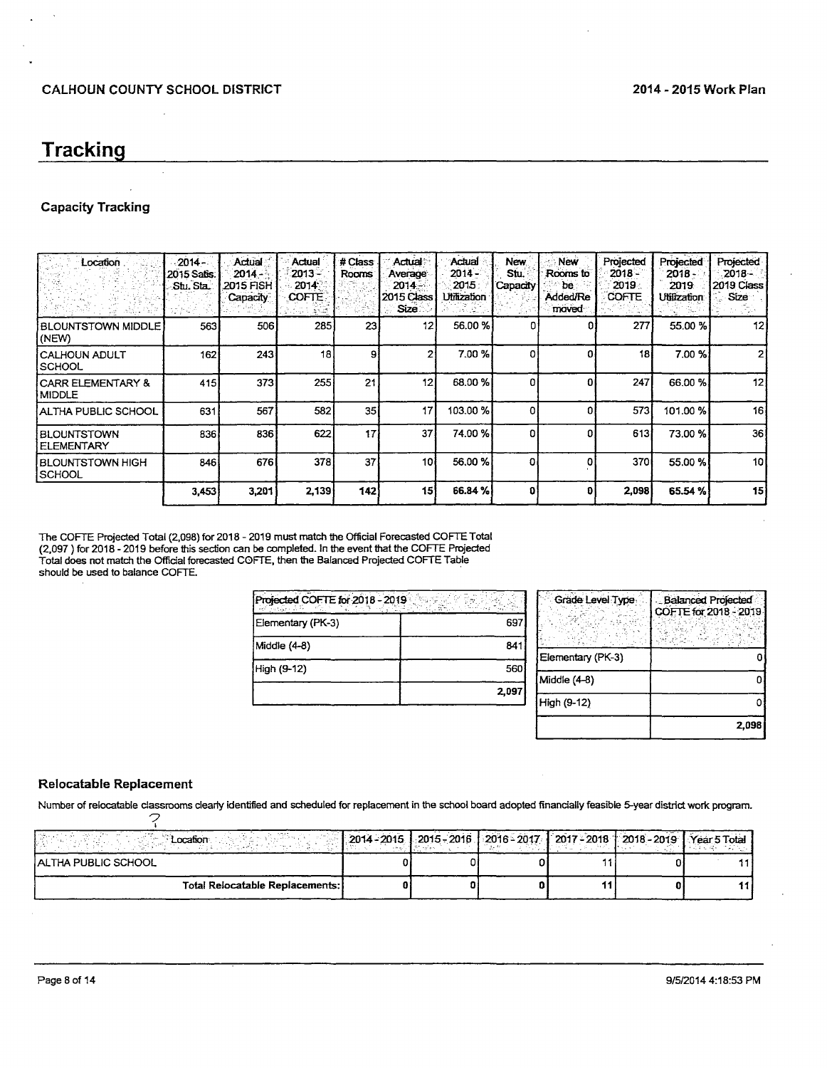# Tracking

### Capacity Tracking

| Location | 2014 - 2015 Satis. Stu. Sta. | Actual 2014 - 2015 FISH Capacity | Actual 2013 - 2014 COFTE | # Class Rooms | Actual Average 2014 - 2015 Class Size | Actual 2014 - 2015 Utilization | New Stu. Capacity | New Rooms to be Added/Removed | Projected 2018 - 2019 COFTE | Projected 2018 - 2019 Utilization | Projected 2018 - 2019 Class Size |
|---|---|---|---|---|---|---|---|---|---|---|---|
| BLOUNTSTOWN MIDDLE (NEW) | 563 | 506 | 285 | 23 | 12 | 56.00 % | 0 | 0 | 277 | 55.00 % | 12 |
| CALHOUN ADULT SCHOOL | 162 | 243 | 18 | 9 | 2 | 7.00 % | 0 | 0 | 18 | 7.00 % | 2 |
| CARR ELEMENTARY & MIDDLE | 415 | 373 | 255 | 21 | 12 | 68.00 % | 0 | 0 | 247 | 66.00 % | 12 |
| ALTHA PUBLIC SCHOOL | 631 | 567 | 582 | 35 | 17 | 103.00 % | 0 | 0 | 573 | 101.00 % | 16 |
| BLOUNTSTOWN ELEMENTARY | 836 | 836 | 622 | 17 | 37 | 74.00 % | 0 | 0 | 613 | 73.00 % | 36 |
| BLOUNTSTOWN HIGH SCHOOL | 846 | 676 | 378 | 37 | 10 | 56.00 % | 0 | 0 | 370 | 55.00 % | 10 |
| | 3,453 | 3,201 | 2,139 | 142 | 15 | 66.84 % | 0 | 0 | 2,098 | 65.54 % | 15 |

The COFTE Projected Total (2,098) for 2018 - 2019 must match the Official Forecasted COFTE Total (2,097 ) for 2018 - 2019 before this section can be completed. In the event that the COFTE Projected Total does not match the Official forecasted COFTE, then the Balanced Projected COFTE Table should be used to balance COFTE.

| Projected COFTE for 2018 - 2019 | |
|---|---|
| Elementary (PK-3) | 697 |
| Middle (4-8) | 841 |
| High (9-12) | 560 |
| | 2,097 |

| Grade Level Type | Balanced Projected COFTE for 2018 - 2019 |
|---|---|
| Elementary (PK-3) | 0 |
| Middle (4-8) | 0 |
| High (9-12) | 0 |
| | 2,098 |

### Relocatable Replacement

Number of relocatable classrooms clearly identified and scheduled for replacement in the school board adopted financially feasible 5-year district work program.

| Location | 2014 - 2015 | 2015 - 2016 | 2016 - 2017 | 2017 - 2018 | 2018 - 2019 | Year 5 Total |
|---|---|---|---|---|---|---|
| ALTHA PUBLIC SCHOOL | 0 | 0 | 0 | 11 | 0 | 11 |
| Total Relocatable Replacements: | 0 | 0 | 0 | 11 | 0 | 11 |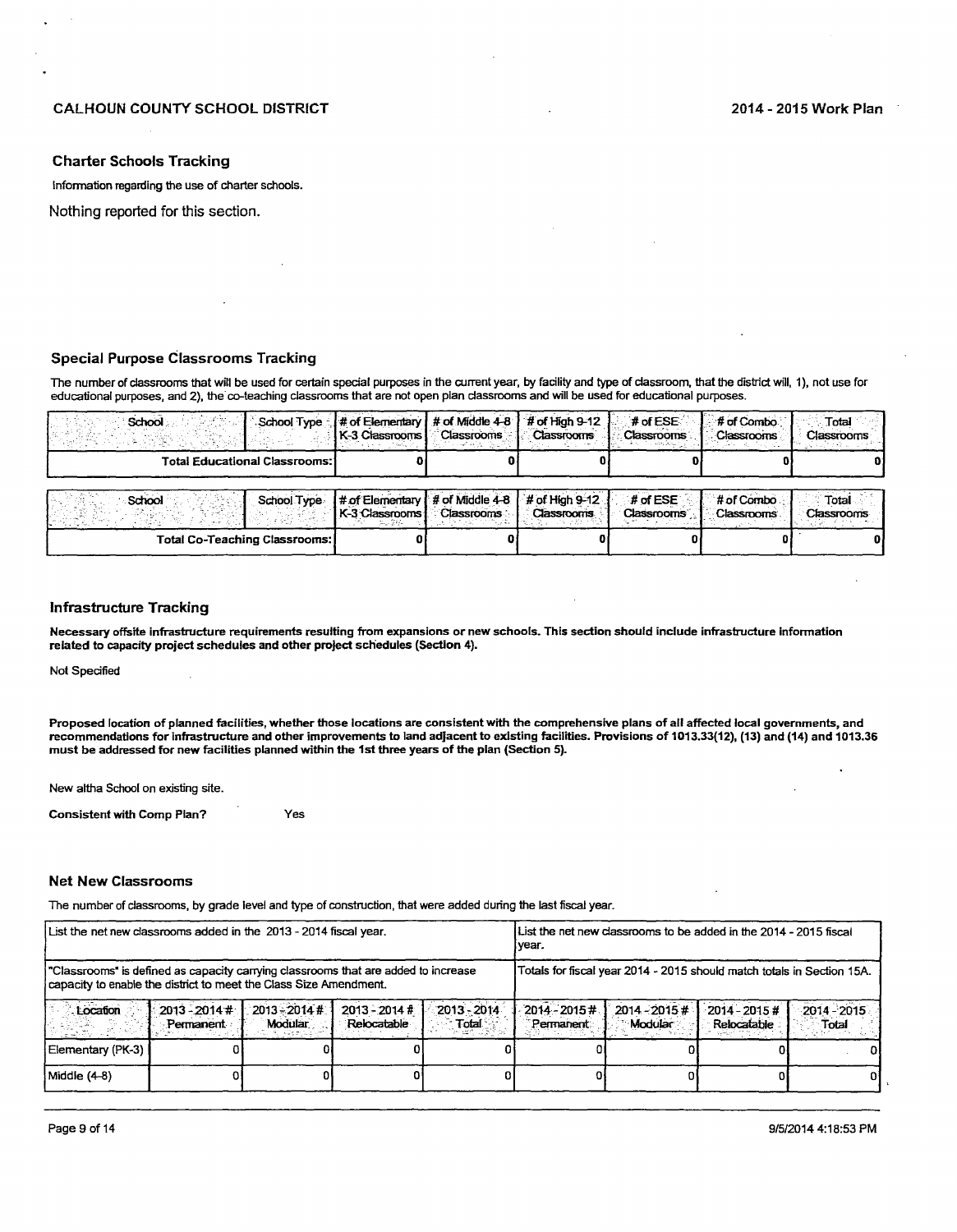## Charter Schools Tracking

Information regarding the use of charter schools.

Nothing reported for this section.

## Special Purpose Classrooms Tracking

The number of classrooms that will be used for certain special purposes in the current year, by facility and type of classroom, that the district will, 1), not use for educational purposes, and 2), the co-teaching classrooms that are not open plan classrooms and will be used for educational purposes.

| School | School Type | # of Elementary K-3 Classrooms | # of Middle 4-8 Classrooms | # of High 9-12 Classrooms | # of ESE Classrooms | # of Combo Classrooms | Total Classrooms |
|---|---|---|---|---|---|---|---|
| Total Educational Classrooms: | | 0 | 0 | 0 | 0 | 0 | 0 |

| School | School Type | # of Elementary K-3 Classrooms | # of Middle 4-8 Classrooms | # of High 9-12 Classrooms | # of ESE Classrooms | # of Combo Classrooms | Total Classrooms |
|---|---|---|---|---|---|---|---|
| Total Co-Teaching Classrooms: | | 0 | 0 | 0 | 0 | 0 | 0 |

## Infrastructure Tracking

**Necessary offsite infrastructure requirements resulting from expansions or new schools. This section should include infrastructure information related to capacity project schedules and other project schedules (Section 4).**

Not Specified

**Proposed location of planned facilities, whether those locations are consistent with the comprehensive plans of all affected local governments, and recommendations for infrastructure and other improvements to land adjacent to existing facilities. Provisions of 1013.33(12), (13) and (14) and 1013.36 must be addressed for new facilities planned within the 1st three years of the plan (Section 5).**

New altha School on existing site.

**Consistent with Comp Plan?** Yes

## Net New Classrooms

The number of classrooms, by grade level and type of construction, that were added during the last fiscal year.

| List the net new classrooms added in the 2013 - 2014 fiscal year. | | | | | List the net new classrooms to be added in the 2014 - 2015 fiscal year. | | | |
|---|---|---|---|---|---|---|---|---|
| "Classrooms" is defined as capacity carrying classrooms that are added to increase capacity to enable the district to meet the Class Size Amendment. | | | | | Totals for fiscal year 2014 - 2015 should match totals in Section 15A. | | | |
| Location | 2013 - 2014 # Permanent | 2013 - 2014 # Modular | 2013 - 2014 # Relocatable | 2013 - 2014 Total | 2014 - 2015 # Permanent | 2014 - 2015 # Modular | 2014 - 2015 # Relocatable | 2014 - 2015 Total |
| Elementary (PK-3) | 0 | 0 | 0 | 0 | 0 | 0 | 0 | 0 |
| Middle (4-8) | 0 | 0 | 0 | 0 | 0 | 0 | 0 | 0 |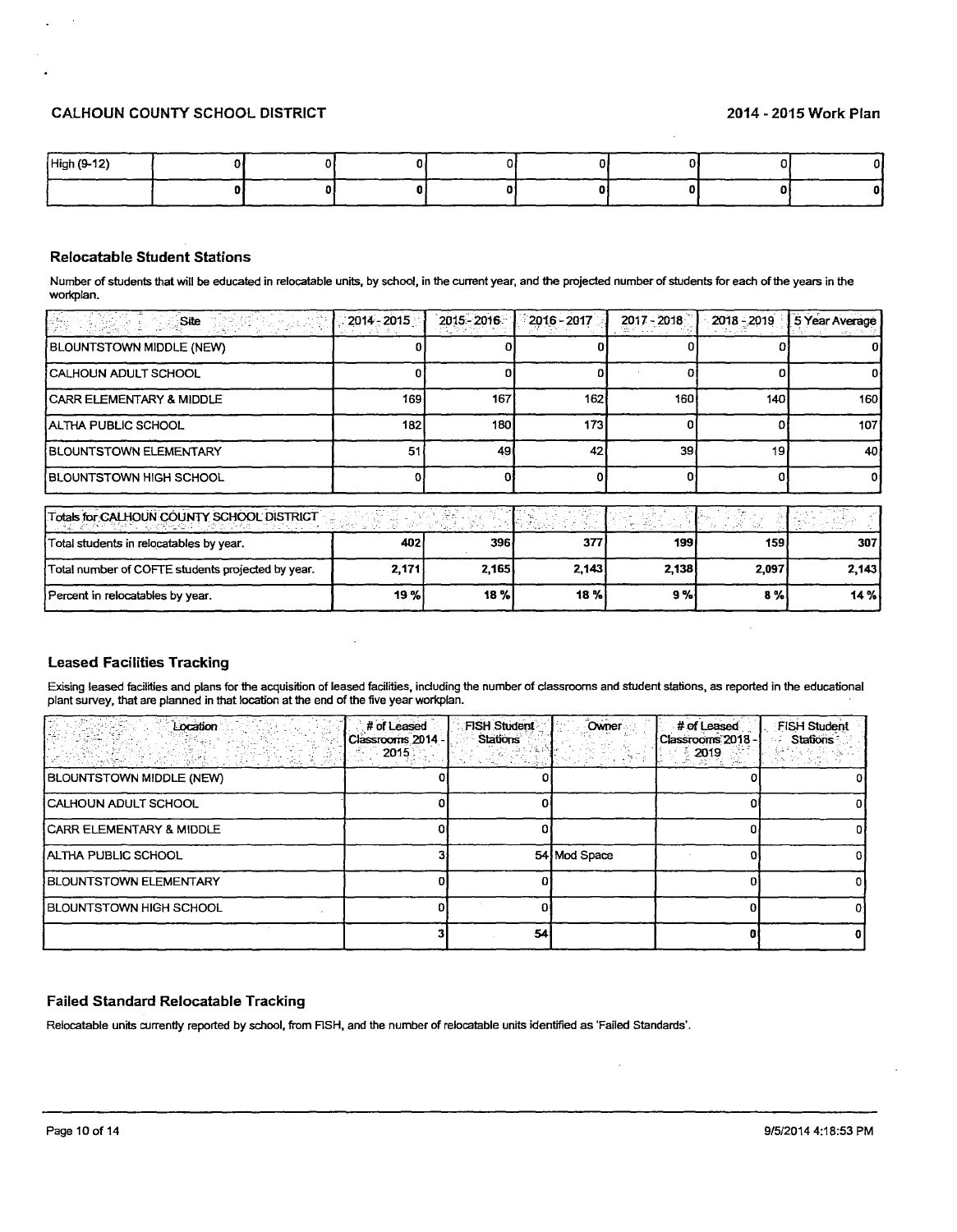| High (9-12) | 0 | 0 | 0 | 0 | 0 | 0 | 0 | 0 |
|---|---|---|---|---|---|---|---|---|
| | 0 | 0 | 0 | 0 | 0 | 0 | 0 | 0 |

### Relocatable Student Stations

Number of students that will be educated in relocatable units, by school, in the current year, and the projected number of students for each of the years in the workplan.

| Site | 2014 - 2015 | 2015 - 2016 | 2016 - 2017 | 2017 - 2018 | 2018 - 2019 | 5 Year Average |
|---|---|---|---|---|---|---|
| BLOUNTSTOWN MIDDLE (NEW) | 0 | 0 | 0 | 0 | 0 | 0 |
| CALHOUN ADULT SCHOOL | 0 | 0 | 0 | 0 | 0 | 0 |
| CARR ELEMENTARY & MIDDLE | 169 | 167 | 162 | 160 | 140 | 160 |
| ALTHA PUBLIC SCHOOL | 182 | 180 | 173 | 0 | 0 | 107 |
| BLOUNTSTOWN ELEMENTARY | 51 | 49 | 42 | 39 | 19 | 40 |
| BLOUNTSTOWN HIGH SCHOOL | 0 | 0 | 0 | 0 | 0 | 0 |

| Totals for CALHOUN COUNTY SCHOOL DISTRICT | | | | | | |
|---|---|---|---|---|---|---|
| Total students in relocatables by year. | 402 | 396 | 377 | 199 | 159 | 307 |
| Total number of COFTE students projected by year. | 2,171 | 2,165 | 2,143 | 2,138 | 2,097 | 2,143 |
| Percent in relocatables by year. | 19 % | 18 % | 18 % | 9 % | 8 % | 14 % |

### Leased Facilities Tracking

Exising leased facilities and plans for the acquisition of leased facilities, including the number of classrooms and student stations, as reported in the educational plant survey, that are planned in that location at the end of the five year workplan.

| Location | # of Leased Classrooms 2014 - 2015 | FISH Student Stations | Owner | # of Leased Classrooms 2018 - 2019 | FISH Student Stations |
|---|---|---|---|---|---|
| BLOUNTSTOWN MIDDLE (NEW) | 0 | 0 | | 0 | 0 |
| CALHOUN ADULT SCHOOL | 0 | 0 | | 0 | 0 |
| CARR ELEMENTARY & MIDDLE | 0 | 0 | | 0 | 0 |
| ALTHA PUBLIC SCHOOL | 3 | 54 | Mod Space | 0 | 0 |
| BLOUNTSTOWN ELEMENTARY | 0 | 0 | | 0 | 0 |
| BLOUNTSTOWN HIGH SCHOOL | 0 | 0 | | 0 | 0 |
| | 3 | 54 | | 0 | 0 |

### Failed Standard Relocatable Tracking

Relocatable units currently reported by school, from FISH, and the number of relocatable units identified as 'Failed Standards'.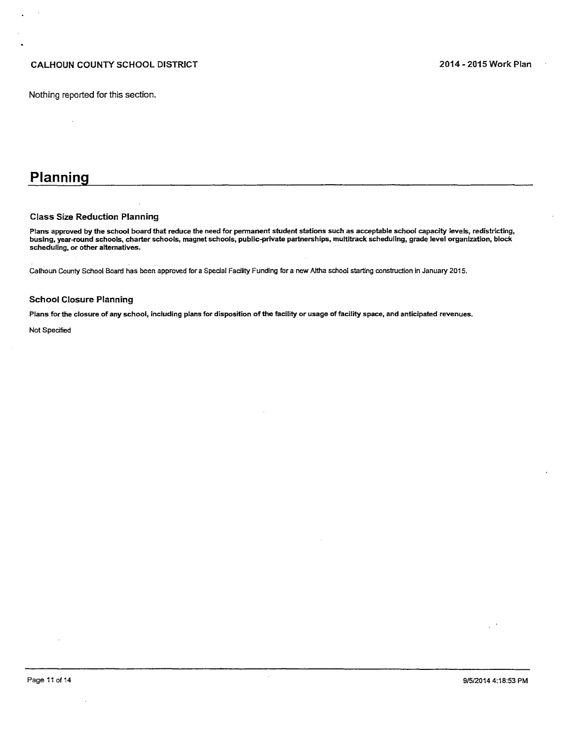Nothing reported for this section.

# Planning

### Class Size Reduction Planning

**Plans approved by the school board that reduce the need for permanent student stations such as acceptable school capacity levels, redistricting, busing, year-round schools, charter schools, magnet schools, public-private partnerships, multitrack scheduling, grade level organization, block scheduling, or other alternatives.**

Calhoun County School Board has been approved for a Special Facility Funding for a new Altha school starting construction in January 2015.

### School Closure Planning

**Plans for the closure of any school, including plans for disposition of the facility or usage of facility space, and anticipated revenues.**

Not Specified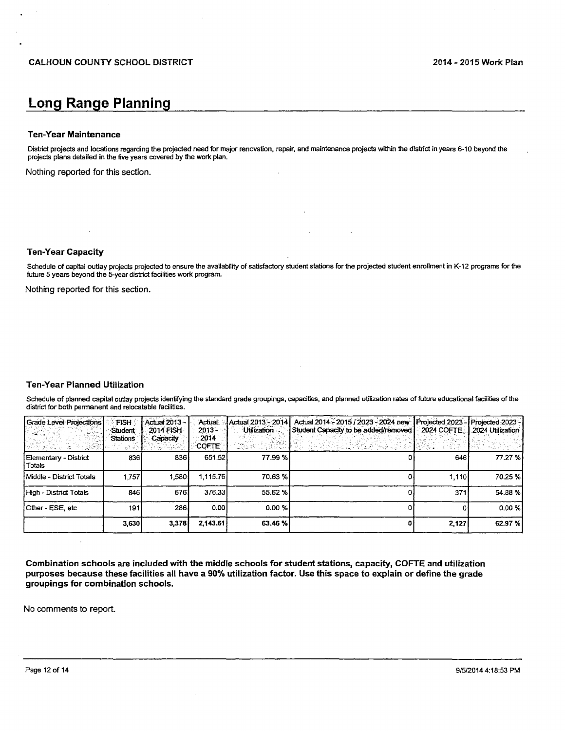# Long Range Planning

### Ten-Year Maintenance

District projects and locations regarding the projected need for major renovation, repair, and maintenance projects within the district in years 6-10 beyond the projects plans detailed in the five years covered by the work plan.

Nothing reported for this section.

### Ten-Year Capacity

Schedule of capital outlay projects projected to ensure the availability of satisfactory student stations for the projected student enrollment in K-12 programs for the future 5 years beyond the 5-year district facilities work program.

Nothing reported for this section.

### Ten-Year Planned Utilization

Schedule of planned capital outlay projects identifying the standard grade groupings, capacities, and planned utilization rates of future educational facilities of the district for both permanent and relocatable facilities.

| Grade Level Projections | FISH Student Stations | Actual 2013 - 2014 FISH Capacity | Actual 2013 - 2014 COFTE | Actual 2013 - 2014 Utilization | Actual 2014 - 2015 / 2023 - 2024 new Student Capacity to be added/removed | Projected 2023 - 2024 COFTE | Projected 2023 - 2024 Utilization |
|---|---|---|---|---|---|---|---|
| Elementary - District Totals | 836 | 836 | 651.52 | 77.99 % | 0 | 646 | 77.27 % |
| Middle - District Totals | 1,757 | 1,580 | 1,115.76 | 70.63 % | 0 | 1,110 | 70.25 % |
| High - District Totals | 846 | 676 | 376.33 | 55.62 % | 0 | 371 | 54.88 % |
| Other - ESE, etc | 191 | 286 | 0.00 | 0.00 % | 0 | 0 | 0.00 % |
| | **3,630** | **3,378** | **2,143.61** | **63.46 %** | **0** | **2,127** | **62.97 %** |

**Combination schools are included with the middle schools for student stations, capacity, COFTE and utilization purposes because these facilities all have a 90% utilization factor. Use this space to explain or define the grade groupings for combination schools.**

No comments to report.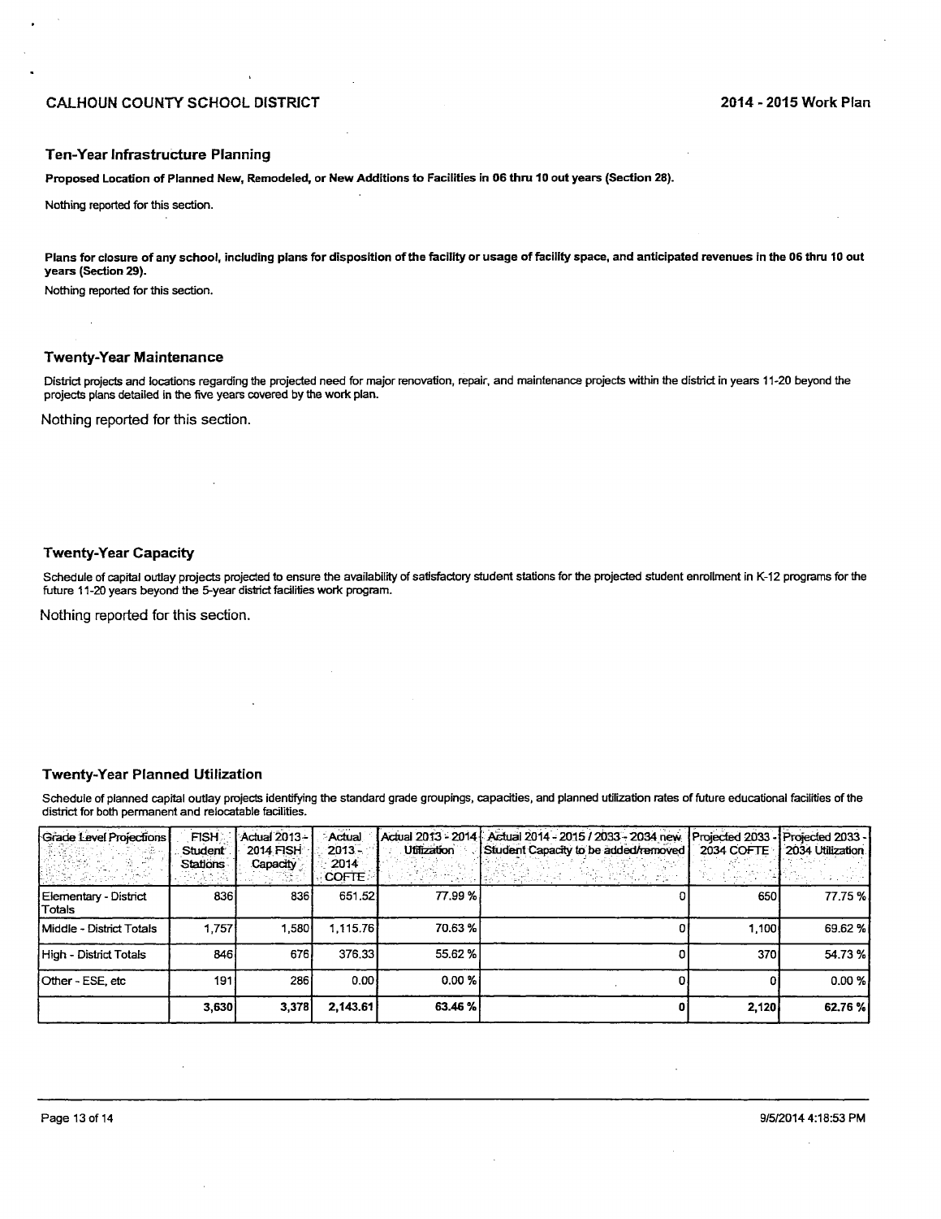## Ten-Year Infrastructure Planning

**Proposed Location of Planned New, Remodeled, or New Additions to Facilities in 06 thru 10 out years (Section 28).**

Nothing reported for this section.

**Plans for closure of any school, including plans for disposition of the facility or usage of facility space, and anticipated revenues in the 06 thru 10 out years (Section 29).**

Nothing reported for this section.

## Twenty-Year Maintenance

District projects and locations regarding the projected need for major renovation, repair, and maintenance projects within the district in years 11-20 beyond the projects plans detailed in the five years covered by the work plan.

Nothing reported for this section.

## Twenty-Year Capacity

Schedule of capital outlay projects projected to ensure the availability of satisfactory student stations for the projected student enrollment in K-12 programs for the future 11-20 years beyond the 5-year district facilities work program.

Nothing reported for this section.

## Twenty-Year Planned Utilization

Schedule of planned capital outlay projects identifying the standard grade groupings, capacities, and planned utilization rates of future educational facilities of the district for both permanent and relocatable facilities.

| Grade Level Projections | FISH Student Stations | Actual 2013 - 2014 FISH Capacity | Actual 2013 - 2014 COFTE | Actual 2013 - 2014 Utilization | Actual 2014 - 2015 / 2033 - 2034 new Student Capacity to be added/removed | Projected 2033 - 2034 COFTE | Projected 2033 - 2034 Utilization |
|---|---|---|---|---|---|---|---|
| Elementary - District Totals | 836 | 836 | 651.52 | 77.99 % | 0 | 650 | 77.75 % |
| Middle - District Totals | 1,757 | 1,580 | 1,115.76 | 70.63 % | 0 | 1,100 | 69.62 % |
| High - District Totals | 846 | 676 | 376.33 | 55.62 % | 0 | 370 | 54.73 % |
| Other - ESE, etc | 191 | 286 | 0.00 | 0.00 % | 0 | 0 | 0.00 % |
| | **3,630** | **3,378** | **2,143.61** | **63.46 %** | **0** | **2,120** | **62.76 %** |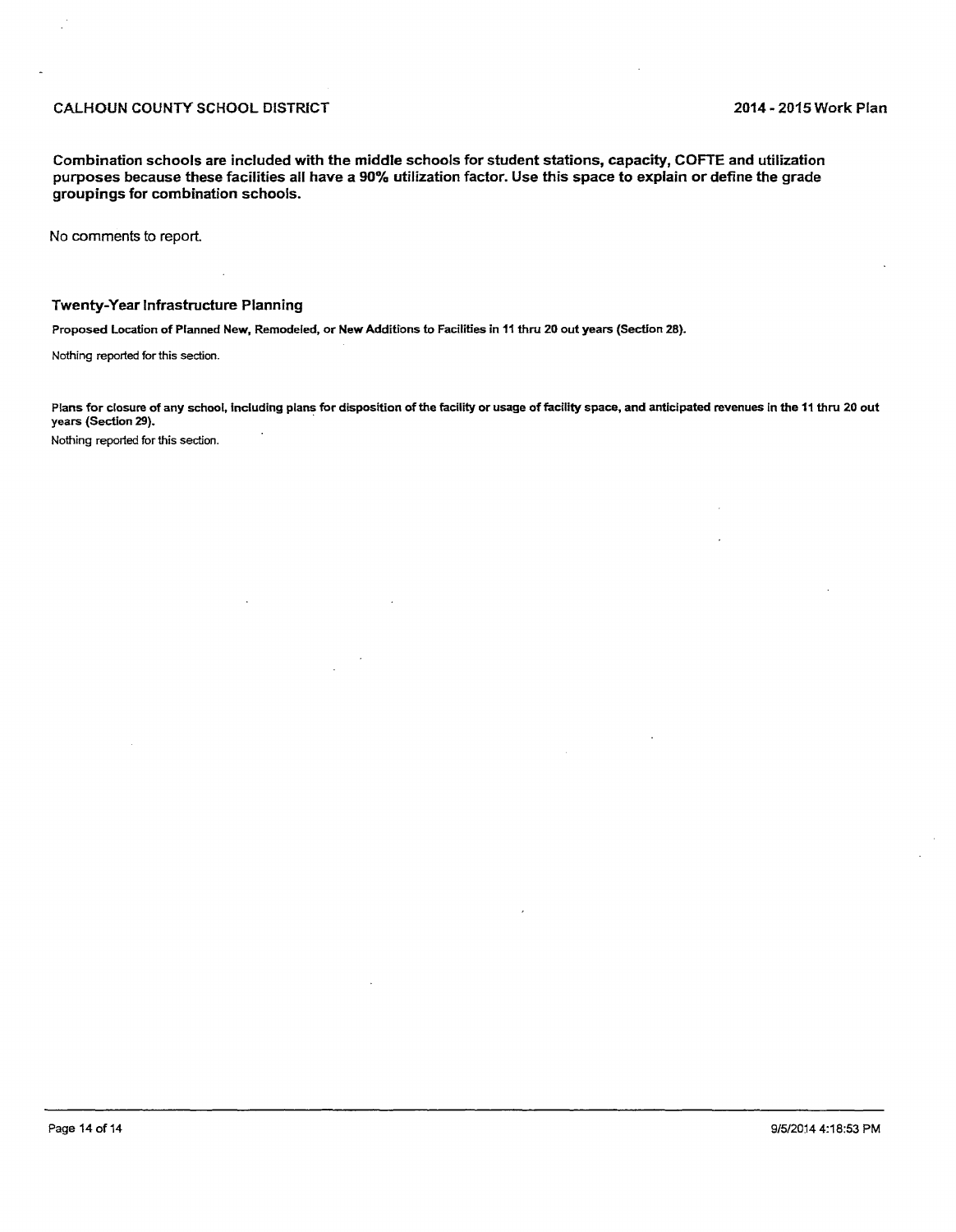**Combination schools are included with the middle schools for student stations, capacity, COFTE and utilization purposes because these facilities all have a 90% utilization factor. Use this space to explain or define the grade groupings for combination schools.**

No comments to report.

### Twenty-Year Infrastructure Planning

**Proposed Location of Planned New, Remodeled, or New Additions to Facilities in 11 thru 20 out years (Section 28).**

Nothing reported for this section.

**Plans for closure of any school, including plans for disposition of the facility or usage of facility space, and anticipated revenues in the 11 thru 20 out years (Section 29).**

Nothing reported for this section.